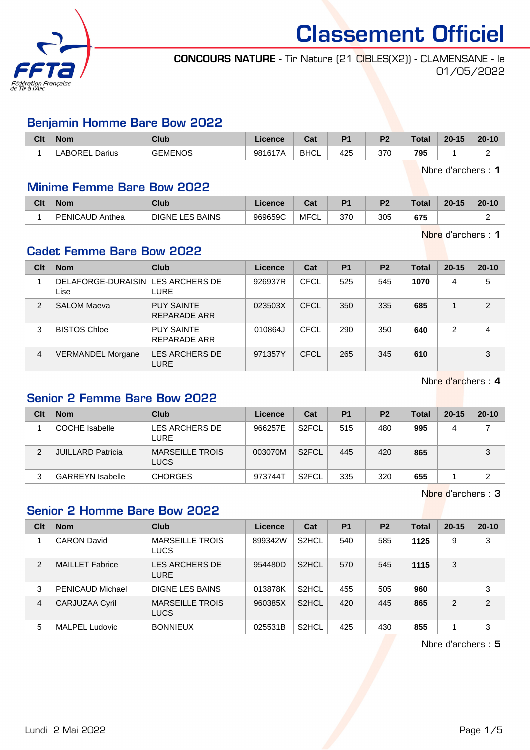# Classement Officiel

**CONCOURS NATURE** - Tir Nature (21 CIBLES(X2)) - CLAMENSANE - le 01/05/2022

## Benjamin Homme Bare Bow 2022

| Clt | Nom | Club | Licence | Cat | P1 | P2 | Total | 20-15 | 20-10 |
|---|---|---|---|---|---|---|---|---|---|
| 1 | LABOREL Darius | GEMENOS | 981617A | BHCL | 425 | 370 | **795** | 1 | 2 |

Nbre d'archers : **1**

## Minime Femme Bare Bow 2022

| Clt | Nom | Club | Licence | Cat | P1 | P2 | Total | 20-15 | 20-10 |
|---|---|---|---|---|---|---|---|---|---|
| 1 | PENICAUD Anthea | DIGNE LES BAINS | 969659C | MFCL | 370 | 305 | **675** | | 2 |

Nbre d'archers : **1**

## Cadet Femme Bare Bow 2022

| Clt | Nom | Club | Licence | Cat | P1 | P2 | Total | 20-15 | 20-10 |
|---|---|---|---|---|---|---|---|---|---|
| 1 | DELAFORGE-DURAISIN Lise | LES ARCHERS DE LURE | 926937R | CFCL | 525 | 545 | **1070** | 4 | 5 |
| 2 | SALOM Maeva | PUY SAINTE REPARADE ARR | 023503X | CFCL | 350 | 335 | **685** | 1 | 2 |
| 3 | BISTOS Chloe | PUY SAINTE REPARADE ARR | 010864J | CFCL | 290 | 350 | **640** | 2 | 4 |
| 4 | VERMANDEL Morgane | LES ARCHERS DE LURE | 971357Y | CFCL | 265 | 345 | **610** | | 3 |

Nbre d'archers : **4**

## Senior 2 Femme Bare Bow 2022

| Clt | Nom | Club | Licence | Cat | P1 | P2 | Total | 20-15 | 20-10 |
|---|---|---|---|---|---|---|---|---|---|
| 1 | COCHE Isabelle | LES ARCHERS DE LURE | 966257E | S2FCL | 515 | 480 | **995** | 4 | 7 |
| 2 | JUILLARD Patricia | MARSEILLE TROIS LUCS | 003070M | S2FCL | 445 | 420 | **865** | | 3 |
| 3 | GARREYN Isabelle | CHORGES | 973744T | S2FCL | 335 | 320 | **655** | 1 | 2 |

Nbre d'archers : **3**

## Senior 2 Homme Bare Bow 2022

| Clt | Nom | Club | Licence | Cat | P1 | P2 | Total | 20-15 | 20-10 |
|---|---|---|---|---|---|---|---|---|---|
| 1 | CARON David | MARSEILLE TROIS LUCS | 899342W | S2HCL | 540 | 585 | **1125** | 9 | 3 |
| 2 | MAILLET Fabrice | LES ARCHERS DE LURE | 954480D | S2HCL | 570 | 545 | **1115** | 3 | |
| 3 | PENICAUD Michael | DIGNE LES BAINS | 013878K | S2HCL | 455 | 505 | **960** | | 3 |
| 4 | CARJUZAA Cyril | MARSEILLE TROIS LUCS | 960385X | S2HCL | 420 | 445 | **865** | 2 | 2 |
| 5 | MALPEL Ludovic | BONNIEUX | 025531B | S2HCL | 425 | 430 | **855** | 1 | 3 |

Nbre d'archers : **5**

Lundi 2 Mai 2022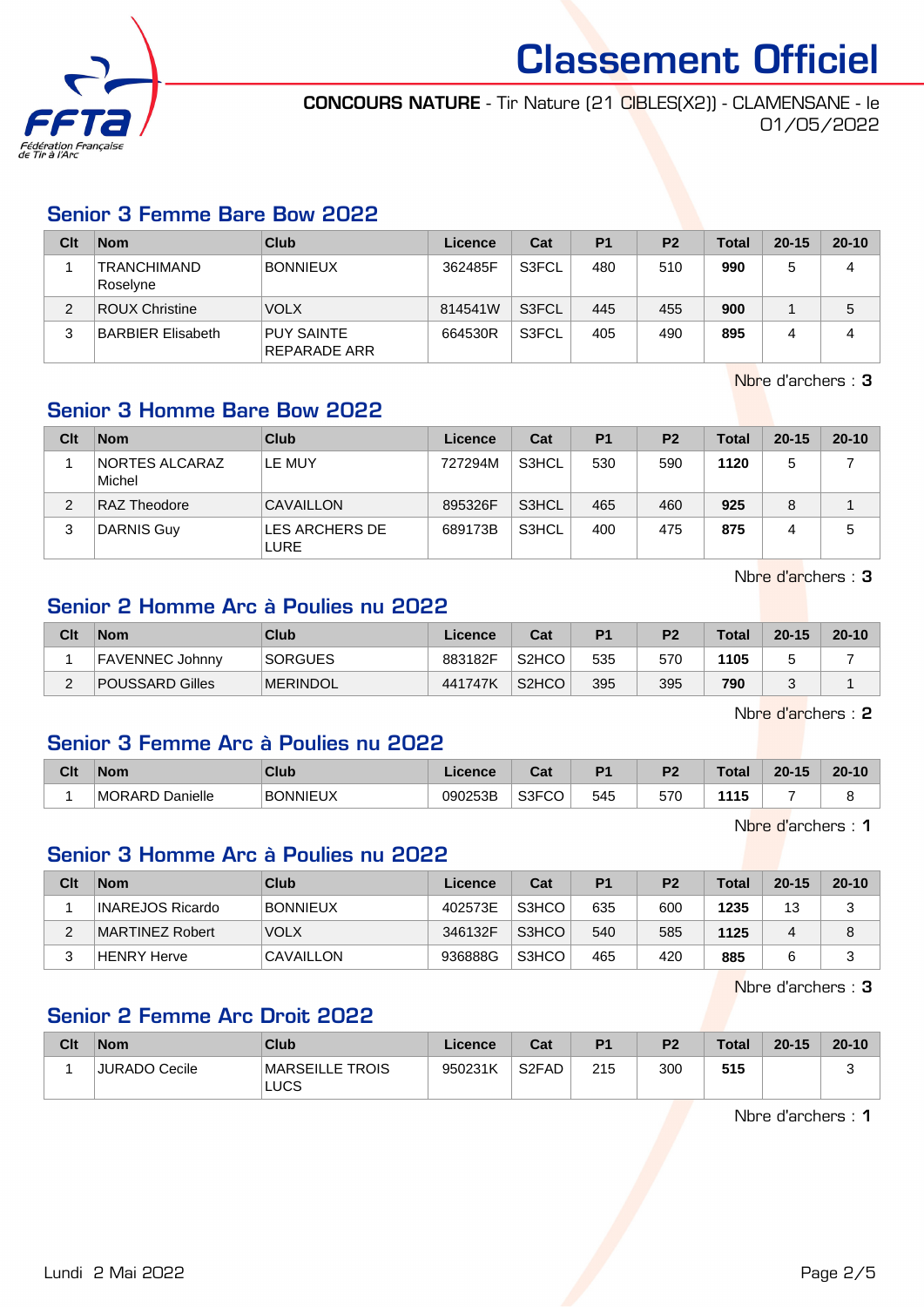# Classement Officiel

**CONCOURS NATURE** - Tir Nature (21 CIBLES(X2)) - CLAMENSANE - le 01/05/2022

## Senior 3 Femme Bare Bow 2022

| Clt | Nom | Club | Licence | Cat | P1 | P2 | Total | 20-15 | 20-10 |
|---|---|---|---|---|---|---|---|---|---|
| 1 | TRANCHIMAND Roselyne | BONNIEUX | 362485F | S3FCL | 480 | 510 | **990** | 5 | 4 |
| 2 | ROUX Christine | VOLX | 814541W | S3FCL | 445 | 455 | **900** | 1 | 5 |
| 3 | BARBIER Elisabeth | PUY SAINTE REPARADE ARR | 664530R | S3FCL | 405 | 490 | **895** | 4 | 4 |

Nbre d'archers : **3**

## Senior 3 Homme Bare Bow 2022

| Clt | Nom | Club | Licence | Cat | P1 | P2 | Total | 20-15 | 20-10 |
|---|---|---|---|---|---|---|---|---|---|
| 1 | NORTES ALCARAZ Michel | LE MUY | 727294M | S3HCL | 530 | 590 | **1120** | 5 | 7 |
| 2 | RAZ Theodore | CAVAILLON | 895326F | S3HCL | 465 | 460 | **925** | 8 | 1 |
| 3 | DARNIS Guy | LES ARCHERS DE LURE | 689173B | S3HCL | 400 | 475 | **875** | 4 | 5 |

Nbre d'archers : **3**

## Senior 2 Homme Arc à Poulies nu 2022

| Clt | Nom | Club | Licence | Cat | P1 | P2 | Total | 20-15 | 20-10 |
|---|---|---|---|---|---|---|---|---|---|
| 1 | FAVENNEC Johnny | SORGUES | 883182F | S2HCO | 535 | 570 | **1105** | 5 | 7 |
| 2 | POUSSARD Gilles | MERINDOL | 441747K | S2HCO | 395 | 395 | **790** | 3 | 1 |

Nbre d'archers : **2**

## Senior 3 Femme Arc à Poulies nu 2022

| Clt | Nom | Club | Licence | Cat | P1 | P2 | Total | 20-15 | 20-10 |
|---|---|---|---|---|---|---|---|---|---|
| 1 | MORARD Danielle | BONNIEUX | 090253B | S3FCO | 545 | 570 | **1115** | 7 | 8 |

Nbre d'archers : **1**

## Senior 3 Homme Arc à Poulies nu 2022

| Clt | Nom | Club | Licence | Cat | P1 | P2 | Total | 20-15 | 20-10 |
|---|---|---|---|---|---|---|---|---|---|
| 1 | INAREJOS Ricardo | BONNIEUX | 402573E | S3HCO | 635 | 600 | **1235** | 13 | 3 |
| 2 | MARTINEZ Robert | VOLX | 346132F | S3HCO | 540 | 585 | **1125** | 4 | 8 |
| 3 | HENRY Herve | CAVAILLON | 936888G | S3HCO | 465 | 420 | **885** | 6 | 3 |

Nbre d'archers : **3**

## Senior 2 Femme Arc Droit 2022

| Clt | Nom | Club | Licence | Cat | P1 | P2 | Total | 20-15 | 20-10 |
|---|---|---|---|---|---|---|---|---|---|
| 1 | JURADO Cecile | MARSEILLE TROIS LUCS | 950231K | S2FAD | 215 | 300 | **515** | | 3 |

Nbre d'archers : **1**

Lundi 2 Mai 2022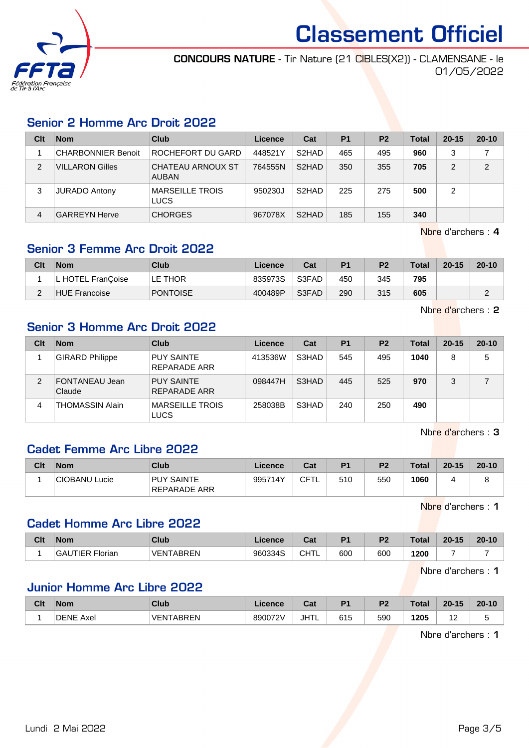# Classement Officiel

**CONCOURS NATURE** - Tir Nature (21 CIBLES(X2)) - CLAMENSANE - le 01/05/2022

## Senior 2 Homme Arc Droit 2022

| Clt | Nom | Club | Licence | Cat | P1 | P2 | Total | 20-15 | 20-10 |
|---|---|---|---|---|---|---|---|---|---|
| 1 | CHARBONNIER Benoit | ROCHEFORT DU GARD | 448521Y | S2HAD | 465 | 495 | **960** | 3 | 7 |
| 2 | VILLARON Gilles | CHATEAU ARNOUX ST AUBAN | 764555N | S2HAD | 350 | 355 | **705** | 2 | 2 |
| 3 | JURADO Antony | MARSEILLE TROIS LUCS | 950230J | S2HAD | 225 | 275 | **500** | 2 | |
| 4 | GARREYN Herve | CHORGES | 967078X | S2HAD | 185 | 155 | **340** | | |

Nbre d'archers : **4**

## Senior 3 Femme Arc Droit 2022

| Clt | Nom | Club | Licence | Cat | P1 | P2 | Total | 20-15 | 20-10 |
|---|---|---|---|---|---|---|---|---|---|
| 1 | L HOTEL FranÇoise | LE THOR | 835973S | S3FAD | 450 | 345 | **795** | | |
| 2 | HUE Francoise | PONTOISE | 400489P | S3FAD | 290 | 315 | **605** | | 2 |

Nbre d'archers : **2**

## Senior 3 Homme Arc Droit 2022

| Clt | Nom | Club | Licence | Cat | P1 | P2 | Total | 20-15 | 20-10 |
|---|---|---|---|---|---|---|---|---|---|
| 1 | GIRARD Philippe | PUY SAINTE REPARADE ARR | 413536W | S3HAD | 545 | 495 | **1040** | 8 | 5 |
| 2 | FONTANEAU Jean Claude | PUY SAINTE REPARADE ARR | 098447H | S3HAD | 445 | 525 | **970** | 3 | 7 |
| 4 | THOMASSIN Alain | MARSEILLE TROIS LUCS | 258038B | S3HAD | 240 | 250 | **490** | | |

Nbre d'archers : **3**

## Cadet Femme Arc Libre 2022

| Clt | Nom | Club | Licence | Cat | P1 | P2 | Total | 20-15 | 20-10 |
|---|---|---|---|---|---|---|---|---|---|
| 1 | CIOBANU Lucie | PUY SAINTE REPARADE ARR | 995714Y | CFTL | 510 | 550 | **1060** | 4 | 8 |

Nbre d'archers : **1**

## Cadet Homme Arc Libre 2022

| Clt | Nom | Club | Licence | Cat | P1 | P2 | Total | 20-15 | 20-10 |
|---|---|---|---|---|---|---|---|---|---|
| 1 | GAUTIER Florian | VENTABREN | 960334S | CHTL | 600 | 600 | **1200** | 7 | 7 |

Nbre d'archers : **1**

## Junior Homme Arc Libre 2022

| Clt | Nom | Club | Licence | Cat | P1 | P2 | Total | 20-15 | 20-10 |
|---|---|---|---|---|---|---|---|---|---|
| 1 | DENE Axel | VENTABREN | 890072V | JHTL | 615 | 590 | **1205** | 12 | 5 |

Nbre d'archers : **1**

Lundi 2 Mai 2022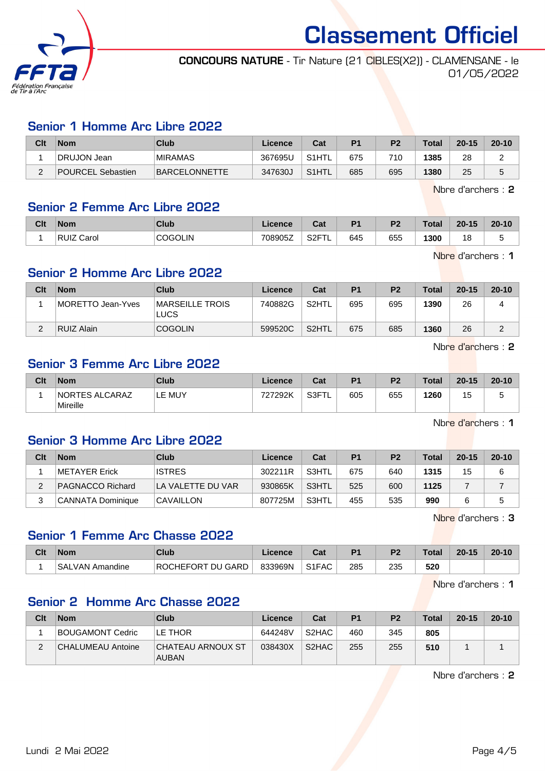# Classement Officiel

**CONCOURS NATURE** - Tir Nature (21 CIBLES(X2)) - CLAMENSANE - le 01/05/2022

## Senior 1 Homme Arc Libre 2022

| Clt | Nom | Club | Licence | Cat | P1 | P2 | Total | 20-15 | 20-10 |
|---|---|---|---|---|---|---|---|---|---|
| 1 | DRUJON Jean | MIRAMAS | 367695U | S1HTL | 675 | 710 | **1385** | 28 | 2 |
| 2 | POURCEL Sebastien | BARCELONNETTE | 347630J | S1HTL | 685 | 695 | **1380** | 25 | 5 |

Nbre d'archers : **2**

## Senior 2 Femme Arc Libre 2022

| Clt | Nom | Club | Licence | Cat | P1 | P2 | Total | 20-15 | 20-10 |
|---|---|---|---|---|---|---|---|---|---|
| 1 | RUIZ Carol | COGOLIN | 708905Z | S2FTL | 645 | 655 | **1300** | 18 | 5 |

Nbre d'archers : **1**

## Senior 2 Homme Arc Libre 2022

| Clt | Nom | Club | Licence | Cat | P1 | P2 | Total | 20-15 | 20-10 |
|---|---|---|---|---|---|---|---|---|---|
| 1 | MORETTO Jean-Yves | MARSEILLE TROIS LUCS | 740882G | S2HTL | 695 | 695 | **1390** | 26 | 4 |
| 2 | RUIZ Alain | COGOLIN | 599520C | S2HTL | 675 | 685 | **1360** | 26 | 2 |

Nbre d'archers : **2**

## Senior 3 Femme Arc Libre 2022

| Clt | Nom | Club | Licence | Cat | P1 | P2 | Total | 20-15 | 20-10 |
|---|---|---|---|---|---|---|---|---|---|
| 1 | NORTES ALCARAZ Mireille | LE MUY | 727292K | S3FTL | 605 | 655 | **1260** | 15 | 5 |

Nbre d'archers : **1**

## Senior 3 Homme Arc Libre 2022

| Clt | Nom | Club | Licence | Cat | P1 | P2 | Total | 20-15 | 20-10 |
|---|---|---|---|---|---|---|---|---|---|
| 1 | METAYER Erick | ISTRES | 302211R | S3HTL | 675 | 640 | **1315** | 15 | 6 |
| 2 | PAGNACCO Richard | LA VALETTE DU VAR | 930865K | S3HTL | 525 | 600 | **1125** | 7 | 7 |
| 3 | CANNATA Dominique | CAVAILLON | 807725M | S3HTL | 455 | 535 | **990** | 6 | 5 |

Nbre d'archers : **3**

## Senior 1 Femme Arc Chasse 2022

| Clt | Nom | Club | Licence | Cat | P1 | P2 | Total | 20-15 | 20-10 |
|---|---|---|---|---|---|---|---|---|---|
| 1 | SALVAN Amandine | ROCHEFORT DU GARD | 833969N | S1FAC | 285 | 235 | **520** | | |

Nbre d'archers : **1**

## Senior 2 Homme Arc Chasse 2022

| Clt | Nom | Club | Licence | Cat | P1 | P2 | Total | 20-15 | 20-10 |
|---|---|---|---|---|---|---|---|---|---|
| 1 | BOUGAMONT Cedric | LE THOR | 644248V | S2HAC | 460 | 345 | **805** | | |
| 2 | CHALUMEAU Antoine | CHATEAU ARNOUX ST AUBAN | 038430X | S2HAC | 255 | 255 | **510** | 1 | 1 |

Nbre d'archers : **2**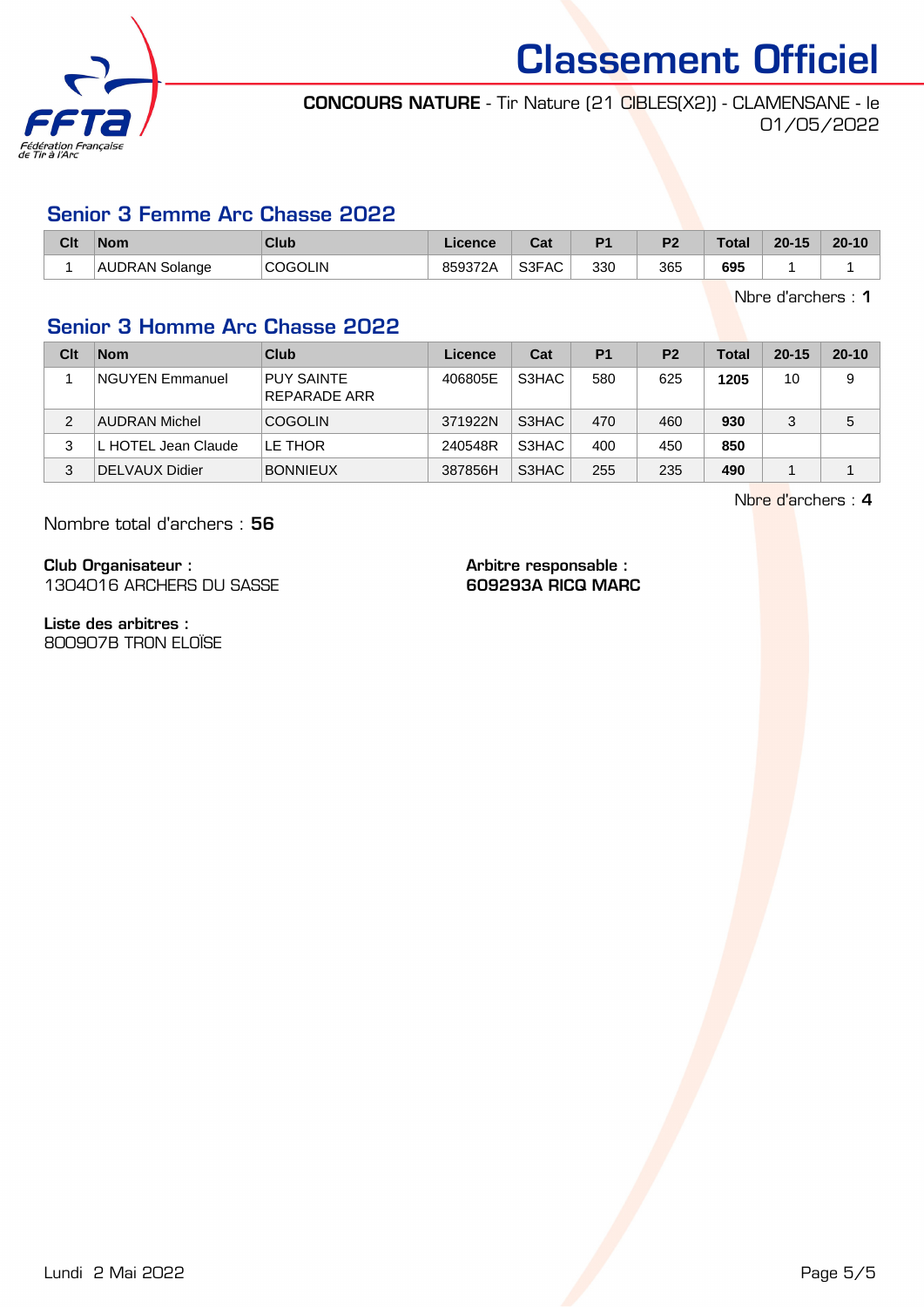# Classement Officiel

**CONCOURS NATURE** - Tir Nature (21 CIBLES(X2)) - CLAMENSANE - le 01/05/2022

## Senior 3 Femme Arc Chasse 2022

| Clt | Nom | Club | Licence | Cat | P1 | P2 | Total | 20-15 | 20-10 |
|---|---|---|---|---|---|---|---|---|---|
| 1 | AUDRAN Solange | COGOLIN | 859372A | S3FAC | 330 | 365 | **695** | 1 | 1 |

Nbre d'archers : **1**

## Senior 3 Homme Arc Chasse 2022

| Clt | Nom | Club | Licence | Cat | P1 | P2 | Total | 20-15 | 20-10 |
|---|---|---|---|---|---|---|---|---|---|
| 1 | NGUYEN Emmanuel | PUY SAINTE REPARADE ARR | 406805E | S3HAC | 580 | 625 | **1205** | 10 | 9 |
| 2 | AUDRAN Michel | COGOLIN | 371922N | S3HAC | 470 | 460 | **930** | 3 | 5 |
| 3 | L HOTEL Jean Claude | LE THOR | 240548R | S3HAC | 400 | 450 | **850** | | |
| 3 | DELVAUX Didier | BONNIEUX | 387856H | S3HAC | 255 | 235 | **490** | 1 | 1 |

Nbre d'archers : **4**

Nombre total d'archers : **56**

**Club Organisateur :**
1304016 ARCHERS DU SASSE

**Arbitre responsable :**
**609293A RICQ MARC**

**Liste des arbitres :**
800907B TRON ELOÏSE

Lundi 2 Mai 2022